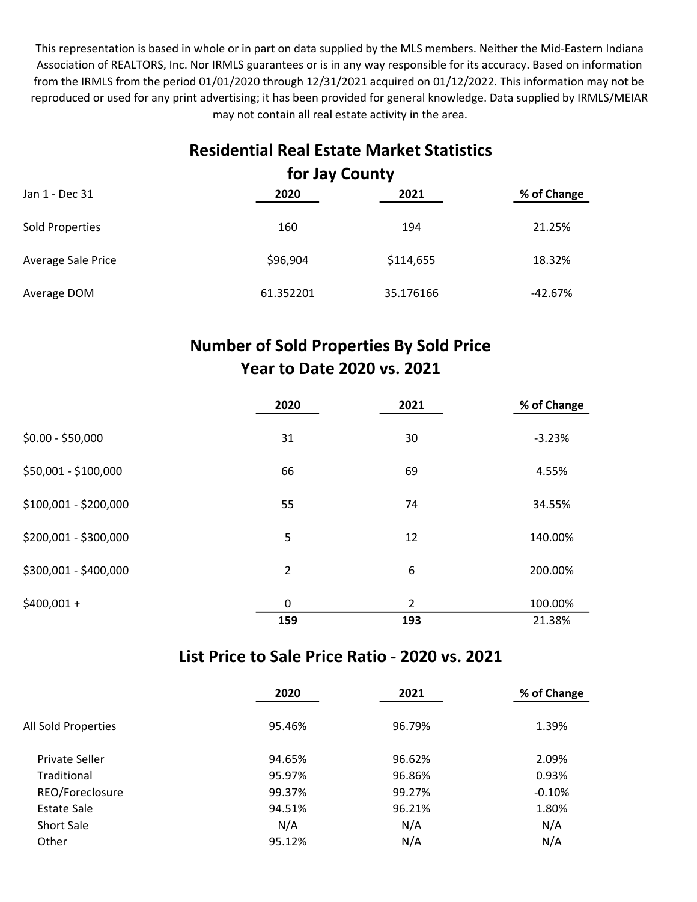This representation is based in whole or in part on data supplied by the MLS members. Neither the Mid-Eastern Indiana Association of REALTORS, Inc. Nor IRMLS guarantees or is in any way responsible for its accuracy. Based on information from the IRMLS from the period 01/01/2020 through 12/31/2021 acquired on 01/12/2022. This information may not be reproduced or used for any print advertising; it has been provided for general knowledge. Data supplied by IRMLS/MEIAR may not contain all real estate activity in the area.

## Residential Real Estate Market Statistics for Jay County

| Jan 1 - Dec 31 | 2020 | 2021 | % of Change |
|---|---|---|---|
| Sold Properties | 160 | 194 | 21.25% |
| Average Sale Price | $96,904 | $114,655 | 18.32% |
| Average DOM | 61.352201 | 35.176166 | -42.67% |

## Number of Sold Properties By Sold Price Year to Date 2020 vs. 2021

| | 2020 | 2021 | % of Change |
|---|---|---|---|
| $0.00 - $50,000 | 31 | 30 | -3.23% |
| $50,001 - $100,000 | 66 | 69 | 4.55% |
| $100,001 - $200,000 | 55 | 74 | 34.55% |
| $200,001 - $300,000 | 5 | 12 | 140.00% |
| $300,001 - $400,000 | 2 | 6 | 200.00% |
| $400,001 + | 0 | 2 | 100.00% |
| | **159** | **193** | 21.38% |

## List Price to Sale Price Ratio - 2020 vs. 2021

| | 2020 | 2021 | % of Change |
|---|---|---|---|
| All Sold Properties | 95.46% | 96.79% | 1.39% |
| Private Seller | 94.65% | 96.62% | 2.09% |
| Traditional | 95.97% | 96.86% | 0.93% |
| REO/Foreclosure | 99.37% | 99.27% | -0.10% |
| Estate Sale | 94.51% | 96.21% | 1.80% |
| Short Sale | N/A | N/A | N/A |
| Other | 95.12% | N/A | N/A |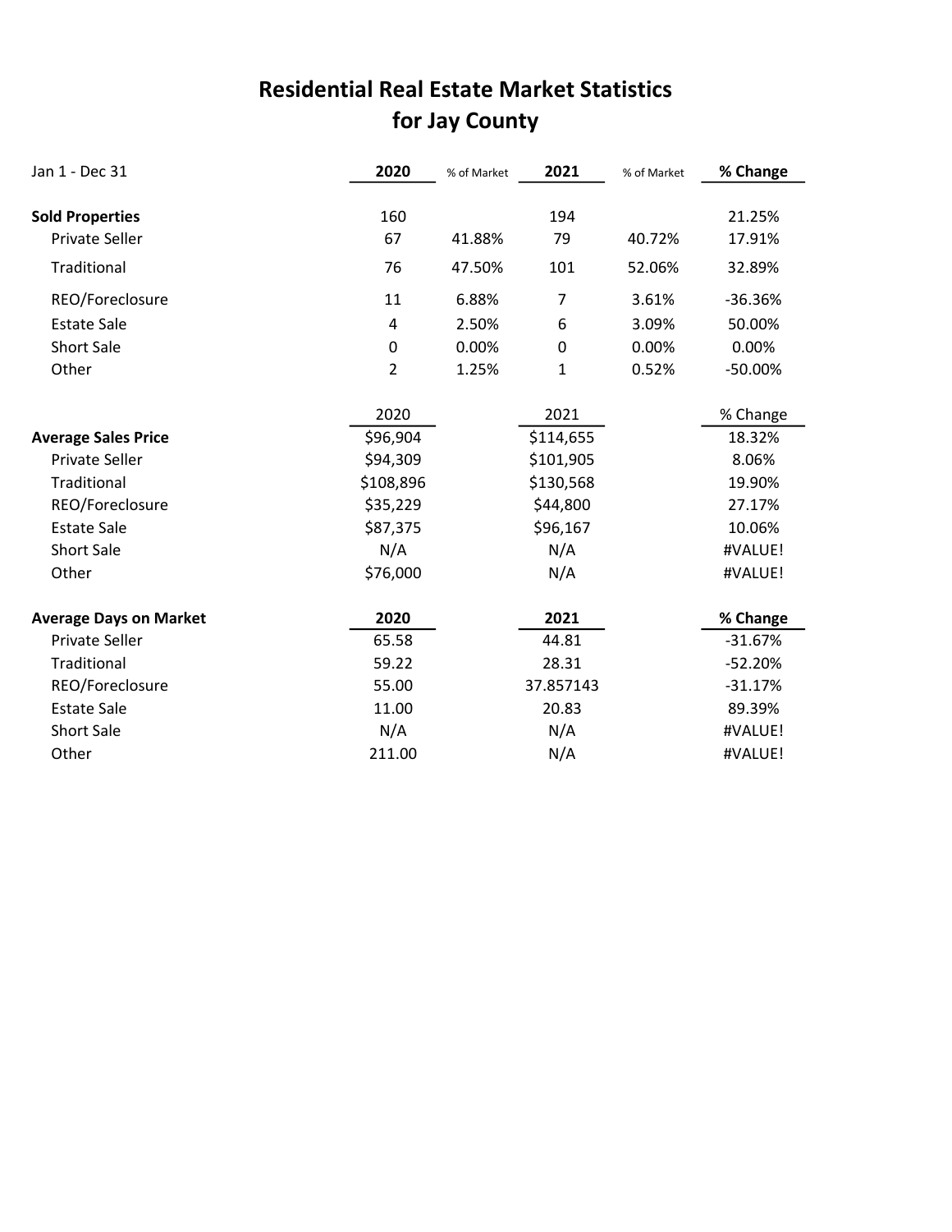# Residential Real Estate Market Statistics for Jay County

| Jan 1 - Dec 31 | 2020 | % of Market | 2021 | % of Market | % Change |
| --- | --- | --- | --- | --- | --- |
| **Sold Properties** | 160 | | 194 | | 21.25% |
| Private Seller | 67 | 41.88% | 79 | 40.72% | 17.91% |
| Traditional | 76 | 47.50% | 101 | 52.06% | 32.89% |
| REO/Foreclosure | 11 | 6.88% | 7 | 3.61% | -36.36% |
| Estate Sale | 4 | 2.50% | 6 | 3.09% | 50.00% |
| Short Sale | 0 | 0.00% | 0 | 0.00% | 0.00% |
| Other | 2 | 1.25% | 1 | 0.52% | -50.00% |

| | 2020 | 2021 | % Change |
| --- | --- | --- | --- |
| **Average Sales Price** | $96,904 | $114,655 | 18.32% |
| Private Seller | $94,309 | $101,905 | 8.06% |
| Traditional | $108,896 | $130,568 | 19.90% |
| REO/Foreclosure | $35,229 | $44,800 | 27.17% |
| Estate Sale | $87,375 | $96,167 | 10.06% |
| Short Sale | N/A | N/A | #VALUE! |
| Other | $76,000 | N/A | #VALUE! |

| **Average Days on Market** | **2020** | **2021** | **% Change** |
| --- | --- | --- | --- |
| Private Seller | 65.58 | 44.81 | -31.67% |
| Traditional | 59.22 | 28.31 | -52.20% |
| REO/Foreclosure | 55.00 | 37.857143 | -31.17% |
| Estate Sale | 11.00 | 20.83 | 89.39% |
| Short Sale | N/A | N/A | #VALUE! |
| Other | 211.00 | N/A | #VALUE! |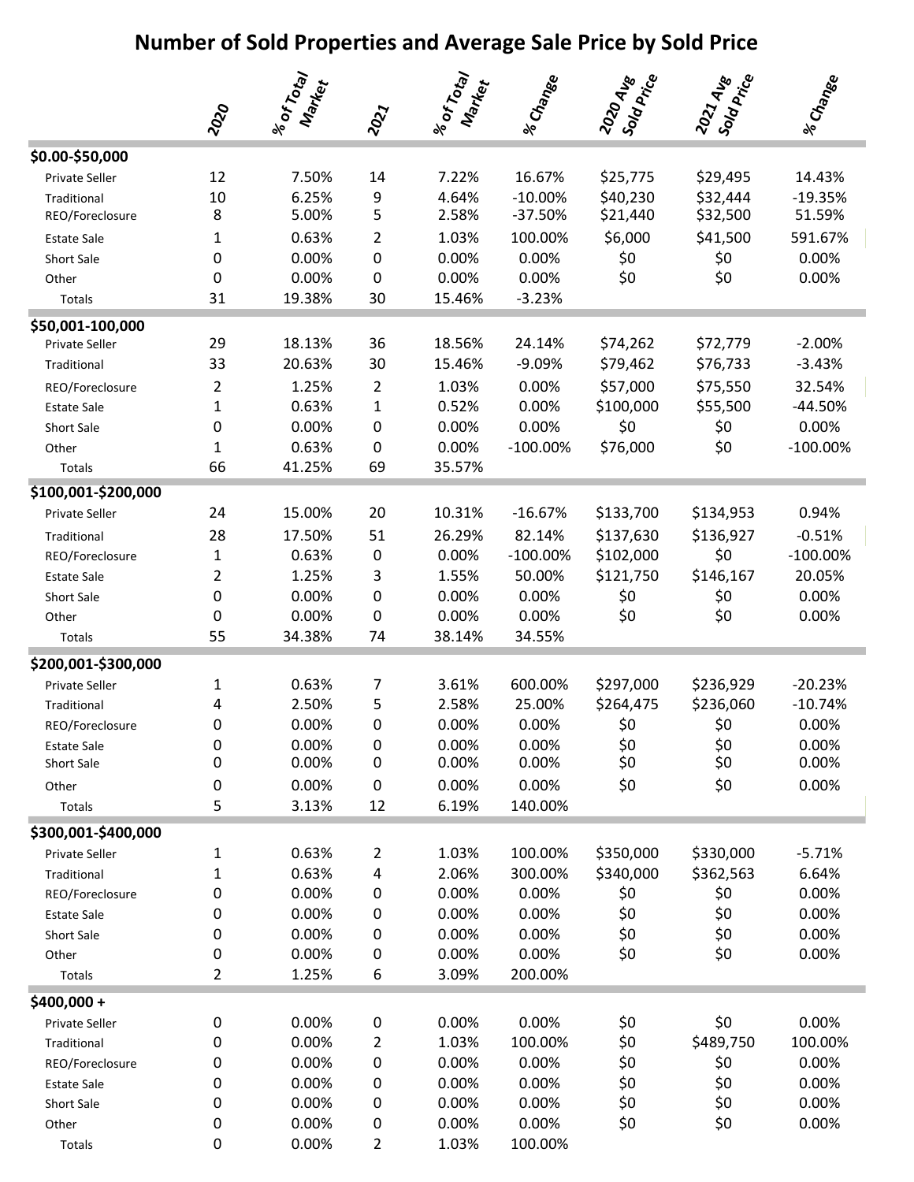# Number of Sold Properties and Average Sale Price by Sold Price

| | 2020 | % of Total Market | 2021 | % of Total Market | % Change | 2020 Avg Sold Price | 2021 Avg Sold Price | % Change |
|---|---|---|---|---|---|---|---|---|
| **$0.00-$50,000** | | | | | | | | |
| Private Seller | 12 | 7.50% | 14 | 7.22% | 16.67% | $25,775 | $29,495 | 14.43% |
| Traditional | 10 | 6.25% | 9 | 4.64% | -10.00% | $40,230 | $32,444 | -19.35% |
| REO/Foreclosure | 8 | 5.00% | 5 | 2.58% | -37.50% | $21,440 | $32,500 | 51.59% |
| Estate Sale | 1 | 0.63% | 2 | 1.03% | 100.00% | $6,000 | $41,500 | 591.67% |
| Short Sale | 0 | 0.00% | 0 | 0.00% | 0.00% | $0 | $0 | 0.00% |
| Other | 0 | 0.00% | 0 | 0.00% | 0.00% | $0 | $0 | 0.00% |
| Totals | 31 | 19.38% | 30 | 15.46% | -3.23% | | | |
| **$50,001-100,000** | | | | | | | | |
| Private Seller | 29 | 18.13% | 36 | 18.56% | 24.14% | $74,262 | $72,779 | -2.00% |
| Traditional | 33 | 20.63% | 30 | 15.46% | -9.09% | $79,462 | $76,733 | -3.43% |
| REO/Foreclosure | 2 | 1.25% | 2 | 1.03% | 0.00% | $57,000 | $75,550 | 32.54% |
| Estate Sale | 1 | 0.63% | 1 | 0.52% | 0.00% | $100,000 | $55,500 | -44.50% |
| Short Sale | 0 | 0.00% | 0 | 0.00% | 0.00% | $0 | $0 | 0.00% |
| Other | 1 | 0.63% | 0 | 0.00% | -100.00% | $76,000 | $0 | -100.00% |
| Totals | 66 | 41.25% | 69 | 35.57% | | | | |
| **$100,001-$200,000** | | | | | | | | |
| Private Seller | 24 | 15.00% | 20 | 10.31% | -16.67% | $133,700 | $134,953 | 0.94% |
| Traditional | 28 | 17.50% | 51 | 26.29% | 82.14% | $137,630 | $136,927 | -0.51% |
| REO/Foreclosure | 1 | 0.63% | 0 | 0.00% | -100.00% | $102,000 | $0 | -100.00% |
| Estate Sale | 2 | 1.25% | 3 | 1.55% | 50.00% | $121,750 | $146,167 | 20.05% |
| Short Sale | 0 | 0.00% | 0 | 0.00% | 0.00% | $0 | $0 | 0.00% |
| Other | 0 | 0.00% | 0 | 0.00% | 0.00% | $0 | $0 | 0.00% |
| Totals | 55 | 34.38% | 74 | 38.14% | 34.55% | | | |
| **$200,001-$300,000** | | | | | | | | |
| Private Seller | 1 | 0.63% | 7 | 3.61% | 600.00% | $297,000 | $236,929 | -20.23% |
| Traditional | 4 | 2.50% | 5 | 2.58% | 25.00% | $264,475 | $236,060 | -10.74% |
| REO/Foreclosure | 0 | 0.00% | 0 | 0.00% | 0.00% | $0 | $0 | 0.00% |
| Estate Sale | 0 | 0.00% | 0 | 0.00% | 0.00% | $0 | $0 | 0.00% |
| Short Sale | 0 | 0.00% | 0 | 0.00% | 0.00% | $0 | $0 | 0.00% |
| Other | 0 | 0.00% | 0 | 0.00% | 0.00% | $0 | $0 | 0.00% |
| Totals | 5 | 3.13% | 12 | 6.19% | 140.00% | | | |
| **$300,001-$400,000** | | | | | | | | |
| Private Seller | 1 | 0.63% | 2 | 1.03% | 100.00% | $350,000 | $330,000 | -5.71% |
| Traditional | 1 | 0.63% | 4 | 2.06% | 300.00% | $340,000 | $362,563 | 6.64% |
| REO/Foreclosure | 0 | 0.00% | 0 | 0.00% | 0.00% | $0 | $0 | 0.00% |
| Estate Sale | 0 | 0.00% | 0 | 0.00% | 0.00% | $0 | $0 | 0.00% |
| Short Sale | 0 | 0.00% | 0 | 0.00% | 0.00% | $0 | $0 | 0.00% |
| Other | 0 | 0.00% | 0 | 0.00% | 0.00% | $0 | $0 | 0.00% |
| Totals | 2 | 1.25% | 6 | 3.09% | 200.00% | | | |
| **$400,000 +** | | | | | | | | |
| Private Seller | 0 | 0.00% | 0 | 0.00% | 0.00% | $0 | $0 | 0.00% |
| Traditional | 0 | 0.00% | 2 | 1.03% | 100.00% | $0 | $489,750 | 100.00% |
| REO/Foreclosure | 0 | 0.00% | 0 | 0.00% | 0.00% | $0 | $0 | 0.00% |
| Estate Sale | 0 | 0.00% | 0 | 0.00% | 0.00% | $0 | $0 | 0.00% |
| Short Sale | 0 | 0.00% | 0 | 0.00% | 0.00% | $0 | $0 | 0.00% |
| Other | 0 | 0.00% | 0 | 0.00% | 0.00% | $0 | $0 | 0.00% |
| Totals | 0 | 0.00% | 2 | 1.03% | 100.00% | | | |